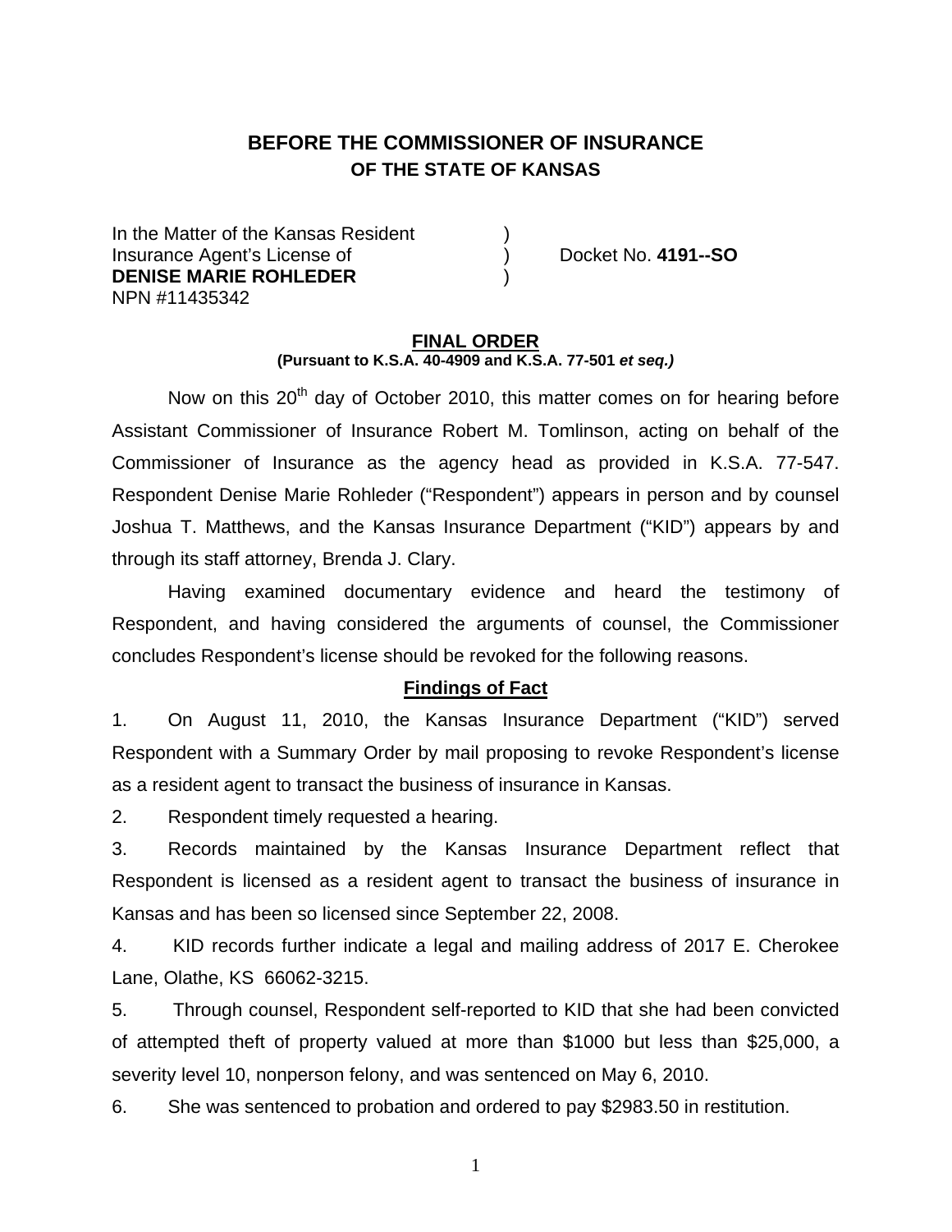# BEFORE THE COMMISSIONER OF INSURANCE
## OF THE STATE OF KANSAS

In the Matter of the Kansas Resident )
Insurance Agent's License of ) Docket No. **4191--SO**
**DENISE MARIE ROHLEDER** )
NPN #11435342

**FINAL ORDER**
**(Pursuant to K.S.A. 40-4909 and K.S.A. 77-501 *et seq.)***

Now on this 20th day of October 2010, this matter comes on for hearing before Assistant Commissioner of Insurance Robert M. Tomlinson, acting on behalf of the Commissioner of Insurance as the agency head as provided in K.S.A. 77-547. Respondent Denise Marie Rohleder ("Respondent") appears in person and by counsel Joshua T. Matthews, and the Kansas Insurance Department ("KID") appears by and through its staff attorney, Brenda J. Clary.

Having examined documentary evidence and heard the testimony of Respondent, and having considered the arguments of counsel, the Commissioner concludes Respondent's license should be revoked for the following reasons.

**Findings of Fact**

1. On August 11, 2010, the Kansas Insurance Department ("KID") served Respondent with a Summary Order by mail proposing to revoke Respondent's license as a resident agent to transact the business of insurance in Kansas.

2. Respondent timely requested a hearing.

3. Records maintained by the Kansas Insurance Department reflect that Respondent is licensed as a resident agent to transact the business of insurance in Kansas and has been so licensed since September 22, 2008.

4. KID records further indicate a legal and mailing address of 2017 E. Cherokee Lane, Olathe, KS 66062-3215.

5. Through counsel, Respondent self-reported to KID that she had been convicted of attempted theft of property valued at more than $1000 but less than $25,000, a severity level 10, nonperson felony, and was sentenced on May 6, 2010.

6. She was sentenced to probation and ordered to pay $2983.50 in restitution.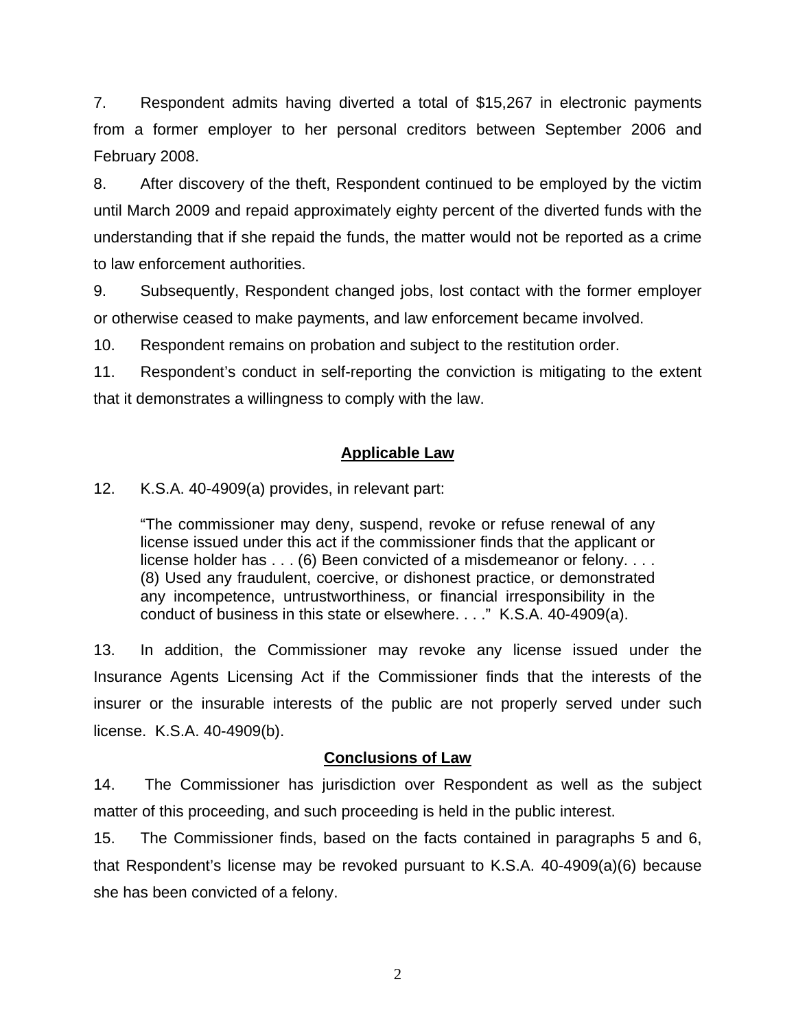7. Respondent admits having diverted a total of $15,267 in electronic payments from a former employer to her personal creditors between September 2006 and February 2008.

8. After discovery of the theft, Respondent continued to be employed by the victim until March 2009 and repaid approximately eighty percent of the diverted funds with the understanding that if she repaid the funds, the matter would not be reported as a crime to law enforcement authorities.

9. Subsequently, Respondent changed jobs, lost contact with the former employer or otherwise ceased to make payments, and law enforcement became involved.

10. Respondent remains on probation and subject to the restitution order.

11. Respondent's conduct in self-reporting the conviction is mitigating to the extent that it demonstrates a willingness to comply with the law.

## Applicable Law

12. K.S.A. 40-4909(a) provides, in relevant part:

> "The commissioner may deny, suspend, revoke or refuse renewal of any license issued under this act if the commissioner finds that the applicant or license holder has . . . (6) Been convicted of a misdemeanor or felony. . . . (8) Used any fraudulent, coercive, or dishonest practice, or demonstrated any incompetence, untrustworthiness, or financial irresponsibility in the conduct of business in this state or elsewhere. . . ." K.S.A. 40-4909(a).

13. In addition, the Commissioner may revoke any license issued under the Insurance Agents Licensing Act if the Commissioner finds that the interests of the insurer or the insurable interests of the public are not properly served under such license. K.S.A. 40-4909(b).

## Conclusions of Law

14. The Commissioner has jurisdiction over Respondent as well as the subject matter of this proceeding, and such proceeding is held in the public interest.

15. The Commissioner finds, based on the facts contained in paragraphs 5 and 6, that Respondent's license may be revoked pursuant to K.S.A. 40-4909(a)(6) because she has been convicted of a felony.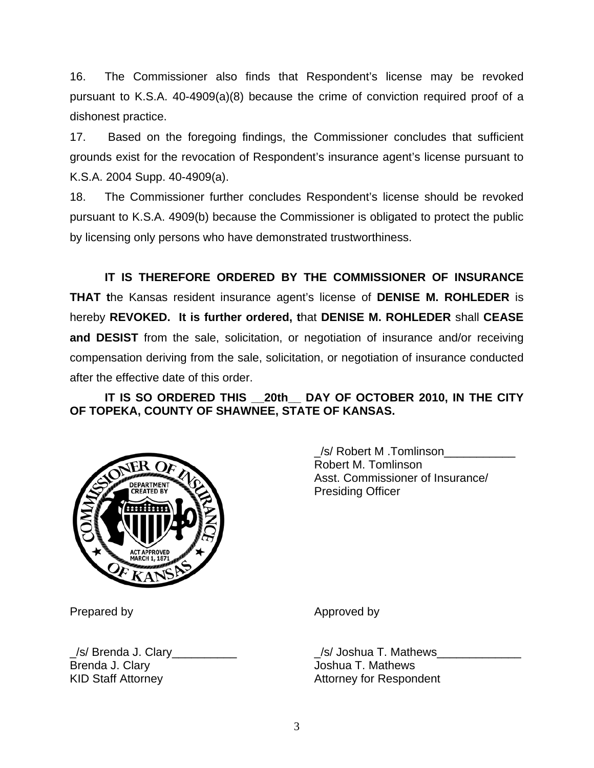16. The Commissioner also finds that Respondent's license may be revoked pursuant to K.S.A. 40-4909(a)(8) because the crime of conviction required proof of a dishonest practice.

17. Based on the foregoing findings, the Commissioner concludes that sufficient grounds exist for the revocation of Respondent's insurance agent's license pursuant to K.S.A. 2004 Supp. 40-4909(a).

18. The Commissioner further concludes Respondent's license should be revoked pursuant to K.S.A. 4909(b) because the Commissioner is obligated to protect the public by licensing only persons who have demonstrated trustworthiness.

**IT IS THEREFORE ORDERED BY THE COMMISSIONER OF INSURANCE THAT t**he Kansas resident insurance agent's license of **DENISE M. ROHLEDER** is hereby **REVOKED. It is further ordered, t**hat **DENISE M. ROHLEDER** shall **CEASE and DESIST** from the sale, solicitation, or negotiation of insurance and/or receiving compensation deriving from the sale, solicitation, or negotiation of insurance conducted after the effective date of this order.

**IT IS SO ORDERED THIS __20th__ DAY OF OCTOBER 2010, IN THE CITY OF TOPEKA, COUNTY OF SHAWNEE, STATE OF KANSAS.**

_/s/ Robert M .Tomlinson___________
Robert M. Tomlinson
Asst. Commissioner of Insurance/
Presiding Officer

Prepared by

_/s/ Brenda J. Clary__________
Brenda J. Clary
KID Staff Attorney

Approved by

_/s/ Joshua T. Mathews_____________
Joshua T. Mathews
Attorney for Respondent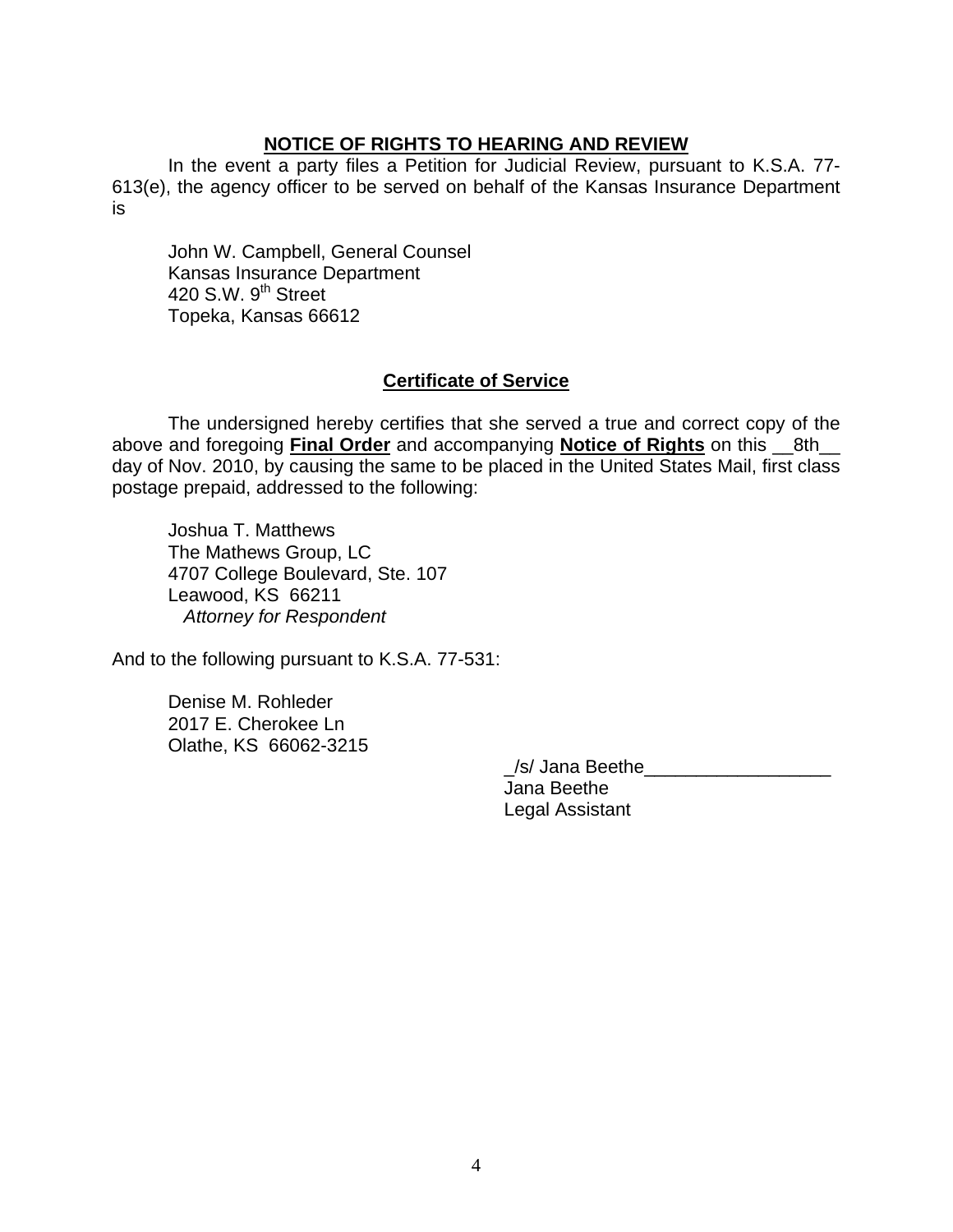## NOTICE OF RIGHTS TO HEARING AND REVIEW

In the event a party files a Petition for Judicial Review, pursuant to K.S.A. 77-613(e), the agency officer to be served on behalf of the Kansas Insurance Department is

John W. Campbell, General Counsel
Kansas Insurance Department
420 S.W. 9th Street
Topeka, Kansas 66612

## Certificate of Service

The undersigned hereby certifies that she served a true and correct copy of the above and foregoing **Final Order** and accompanying **Notice of Rights** on this __8th__ day of Nov. 2010, by causing the same to be placed in the United States Mail, first class postage prepaid, addressed to the following:

Joshua T. Matthews
The Mathews Group, LC
4707 College Boulevard, Ste. 107
Leawood, KS 66211
*Attorney for Respondent*

And to the following pursuant to K.S.A. 77-531:

Denise M. Rohleder
2017 E. Cherokee Ln
Olathe, KS 66062-3215

_/s/ Jana Beethe__________________
Jana Beethe
Legal Assistant